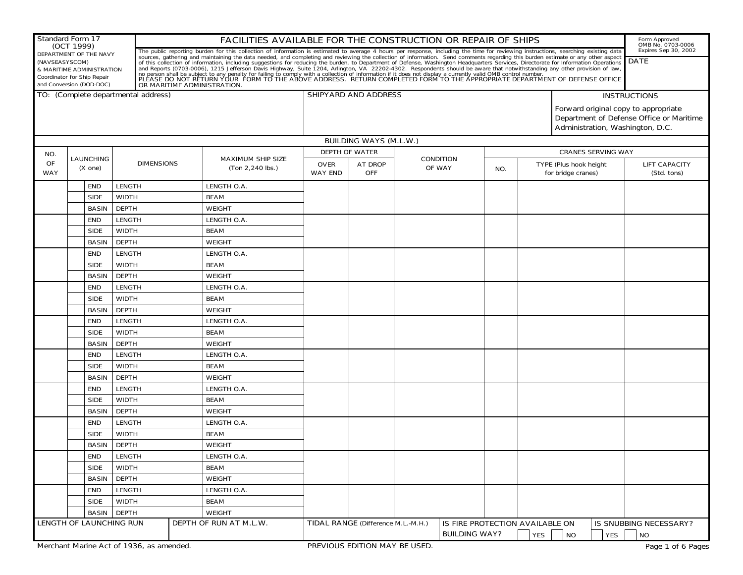Standard Form 17 (OCT 1999)
DEPARTMENT OF THE NAVY (NAVSEASYSCOM)
& MARITIME ADMINISTRATION
Coordinator for Ship Repair and Conversion (DOD-DOC)

# FACILITIES AVAILABLE FOR THE CONSTRUCTION OR REPAIR OF SHIPS

Form Approved
OMB No. 0703-0006
Expires Sep 30, 2002

The public reporting burden for this collection of information is estimated to average 4 hours per response, including the time for reviewing instructions, searching existing data sources, gathering and maintaining the data needed, and completing and reviewing the collection of information. Send comments regarding this burden estimate or any other aspect of this collection of information, including suggestions for reducing the burden, to Department of Defense, Washington Headquarters Services, Directorate for Information Operations and Reports (0703-0006), 1215 Jefferson Davis Highway, Suite 1204, Arlington, VA 22202-4302. Respondents should be aware that notwithstanding any other provision of law, no person shall be subject to any penalty for failing to comply with a collection of information if it does not display a currently valid OMB control number.
PLEASE DO NOT RETURN YOUR FORM TO THE ABOVE ADDRESS. RETURN COMPLETED FORM TO THE APPROPRIATE DEPARTMENT OF DEFENSE OFFICE OR MARITIME ADMINISTRATION.

DATE

TO: (Complete departmental address)

SHIPYARD AND ADDRESS

INSTRUCTIONS

Forward original copy to appropriate Department of Defense Office or Maritime Administration, Washington, D.C.

## BUILDING WAYS (M.L.W.)

| NO. OF WAY | LAUNCHING (X one) | | DIMENSIONS | MAXIMUM SHIP SIZE (Ton 2,240 lbs.) | DEPTH OF WATER | | CONDITION OF WAY | CRANES SERVING WAY | | |
|---|---|---|---|---|---|---|---|---|---|---|
| | | | | | OVER WAY END | AT DROP OFF | | NO. | TYPE (Plus hook height for bridge cranes) | LIFT CAPACITY (Std. tons) |
| | | END | LENGTH | LENGTH O.A. | | | | | | |
| | | SIDE | WIDTH | BEAM | | | | | | |
| | | BASIN | DEPTH | WEIGHT | | | | | | |
| | | END | LENGTH | LENGTH O.A. | | | | | | |
| | | SIDE | WIDTH | BEAM | | | | | | |
| | | BASIN | DEPTH | WEIGHT | | | | | | |
| | | END | LENGTH | LENGTH O.A. | | | | | | |
| | | SIDE | WIDTH | BEAM | | | | | | |
| | | BASIN | DEPTH | WEIGHT | | | | | | |
| | | END | LENGTH | LENGTH O.A. | | | | | | |
| | | SIDE | WIDTH | BEAM | | | | | | |
| | | BASIN | DEPTH | WEIGHT | | | | | | |
| | | END | LENGTH | LENGTH O.A. | | | | | | |
| | | SIDE | WIDTH | BEAM | | | | | | |
| | | BASIN | DEPTH | WEIGHT | | | | | | |
| | | END | LENGTH | LENGTH O.A. | | | | | | |
| | | SIDE | WIDTH | BEAM | | | | | | |
| | | BASIN | DEPTH | WEIGHT | | | | | | |
| | | END | LENGTH | LENGTH O.A. | | | | | | |
| | | SIDE | WIDTH | BEAM | | | | | | |
| | | BASIN | DEPTH | WEIGHT | | | | | | |
| | | END | LENGTH | LENGTH O.A. | | | | | | |
| | | SIDE | WIDTH | BEAM | | | | | | |
| | | BASIN | DEPTH | WEIGHT | | | | | | |
| | | END | LENGTH | LENGTH O.A. | | | | | | |
| | | SIDE | WIDTH | BEAM | | | | | | |
| | | BASIN | DEPTH | WEIGHT | | | | | | |
| | | END | LENGTH | LENGTH O.A. | | | | | | |
| | | SIDE | WIDTH | BEAM | | | | | | |
| | | BASIN | DEPTH | WEIGHT | | | | | | |

| LENGTH OF LAUNCHING RUN | DEPTH OF RUN AT M.L.W. | TIDAL RANGE (Difference M.L.-M.H.) | IS FIRE PROTECTION AVAILABLE ON BUILDING WAY? | IS SNUBBING NECESSARY? |
|---|---|---|---|---|
| | | | ☐ YES ☐ NO | ☐ YES ☐ NO |

Merchant Marine Act of 1936, as amended.

PREVIOUS EDITION MAY BE USED.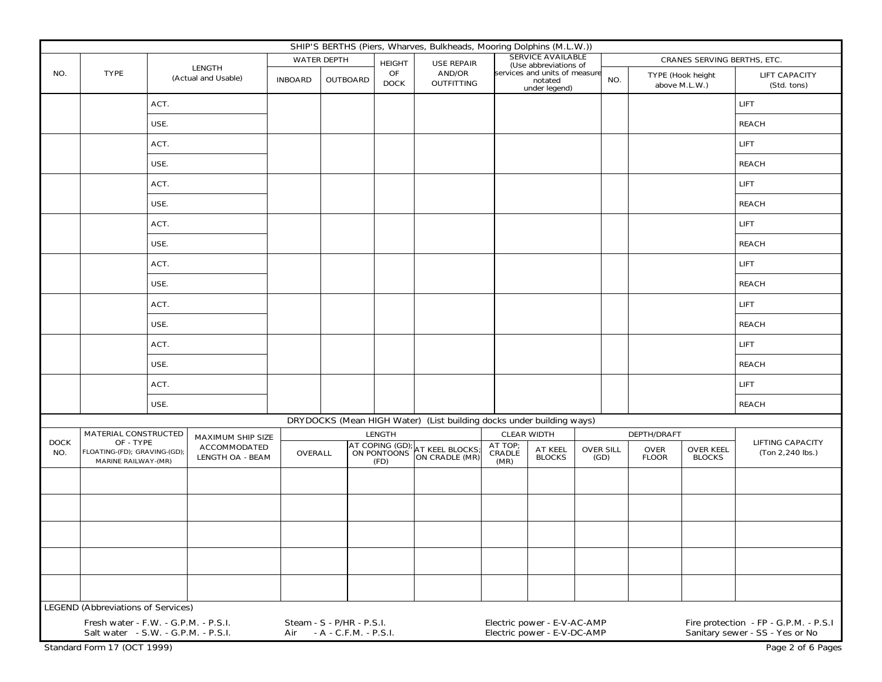## SHIP'S BERTHS (Piers, Wharves, Bulkheads, Mooring Dolphins (M.L.W.))

| NO. | TYPE | LENGTH (Actual and Usable) | | WATER DEPTH | | HEIGHT OF DOCK | USE REPAIR AND/OR OUTFITTING | SERVICE AVAILABLE (Use abbreviations of services and units of measure notated under legend) | CRANES SERVING BERTHS, ETC. | | |
|---|---|---|---|---|---|---|---|---|---|---|---|
| | | | | INBOARD | OUTBOARD | | | | NO. | TYPE (Hook height above M.L.W.) | LIFT CAPACITY (Std. tons) |
| | | ACT. | | | | | | | | | LIFT |
| | | USE. | | | | | | | | | REACH |
| | | ACT. | | | | | | | | | LIFT |
| | | USE. | | | | | | | | | REACH |
| | | ACT. | | | | | | | | | LIFT |
| | | USE. | | | | | | | | | REACH |
| | | ACT. | | | | | | | | | LIFT |
| | | USE. | | | | | | | | | REACH |
| | | ACT. | | | | | | | | | LIFT |
| | | USE. | | | | | | | | | REACH |
| | | ACT. | | | | | | | | | LIFT |
| | | USE. | | | | | | | | | REACH |
| | | ACT. | | | | | | | | | LIFT |
| | | USE. | | | | | | | | | REACH |
| | | ACT. | | | | | | | | | LIFT |
| | | USE. | | | | | | | | | REACH |

## DRYDOCKS (Mean HIGH Water) (List building docks under building ways)

| DOCK NO. | MATERIAL CONSTRUCTED OF - TYPE FLOATING-(FD); GRAVING-(GD); MARINE RAILWAY-(MR) | MAXIMUM SHIP SIZE ACCOMMODATED LENGTH OA - BEAM | LENGTH | | | CLEAR WIDTH | | DEPTH/DRAFT | | | LIFTING CAPACITY (Ton 2,240 lbs.) |
|---|---|---|---|---|---|---|---|---|---|---|---|
| | | | OVERALL | AT COPING (GD); ON PONTOONS (FD) | AT KEEL BLOCKS; ON CRADLE (MR) | AT TOP; CRADLE (MR) | AT KEEL BLOCKS | OVER SILL (GD) | OVER FLOOR | OVER KEEL BLOCKS | |
| | | | | | | | | | | | |
| | | | | | | | | | | | |
| | | | | | | | | | | | |
| | | | | | | | | | | | |
| | | | | | | | | | | | |

LEGEND (Abbreviations of Services)

- Fresh water - F.W. - G.P.M. - P.S.I.
- Salt water - S.W. - G.P.M. - P.S.I.
- Steam - S - P/HR - P.S.I.
- Air - A - C.F.M. - P.S.I.
- Electric power - E-V-AC-AMP
- Electric power - E-V-DC-AMP
- Fire protection - FP - G.P.M. - P.S.I
- Sanitary sewer - SS - Yes or No

Standard Form 17 (OCT 1999)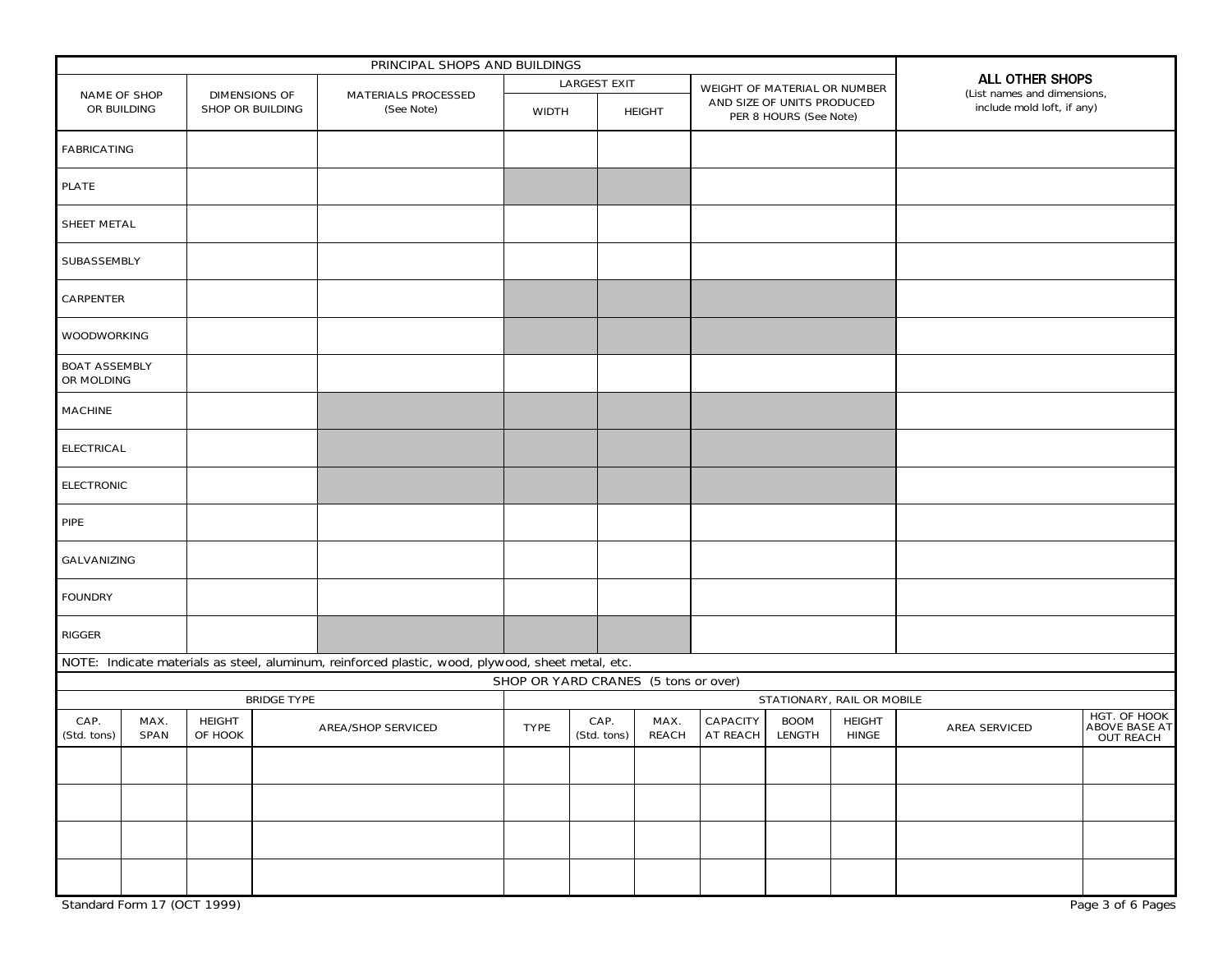| PRINCIPAL SHOPS AND BUILDINGS | | | | | | ALL OTHER SHOPS (List names and dimensions, include mold loft, if any) |
|---|---|---|---|---|---|---|
| NAME OF SHOP OR BUILDING | DIMENSIONS OF SHOP OR BUILDING | MATERIALS PROCESSED (See Note) | LARGEST EXIT | | WEIGHT OF MATERIAL OR NUMBER AND SIZE OF UNITS PRODUCED PER 8 HOURS (See Note) | |
| | | | WIDTH | HEIGHT | | |
| FABRICATING | | | | | | |
| PLATE | | | | | | |
| SHEET METAL | | | | | | |
| SUBASSEMBLY | | | | | | |
| CARPENTER | | | | | | |
| WOODWORKING | | | | | | |
| BOAT ASSEMBLY OR MOLDING | | | | | | |
| MACHINE | | | | | | |
| ELECTRICAL | | | | | | |
| ELECTRONIC | | | | | | |
| PIPE | | | | | | |
| GALVANIZING | | | | | | |
| FOUNDRY | | | | | | |
| RIGGER | | | | | | |

NOTE: Indicate materials as steel, aluminum, reinforced plastic, wood, plywood, sheet metal, etc.

| SHOP OR YARD CRANES (5 tons or over) | | | | | | | | | | | |
|---|---|---|---|---|---|---|---|---|---|---|---|
| BRIDGE TYPE | | | | STATIONARY, RAIL OR MOBILE | | | | | | | |
| CAP. (Std. tons) | MAX. SPAN | HEIGHT OF HOOK | AREA/SHOP SERVICED | TYPE | CAP. (Std. tons) | MAX. REACH | CAPACITY AT REACH | BOOM LENGTH | HEIGHT HINGE | AREA SERVICED | HGT. OF HOOK ABOVE BASE AT OUT REACH |
| | | | | | | | | | | | |
| | | | | | | | | | | | |
| | | | | | | | | | | | |
| | | | | | | | | | | | |

Standard Form 17 (OCT 1999)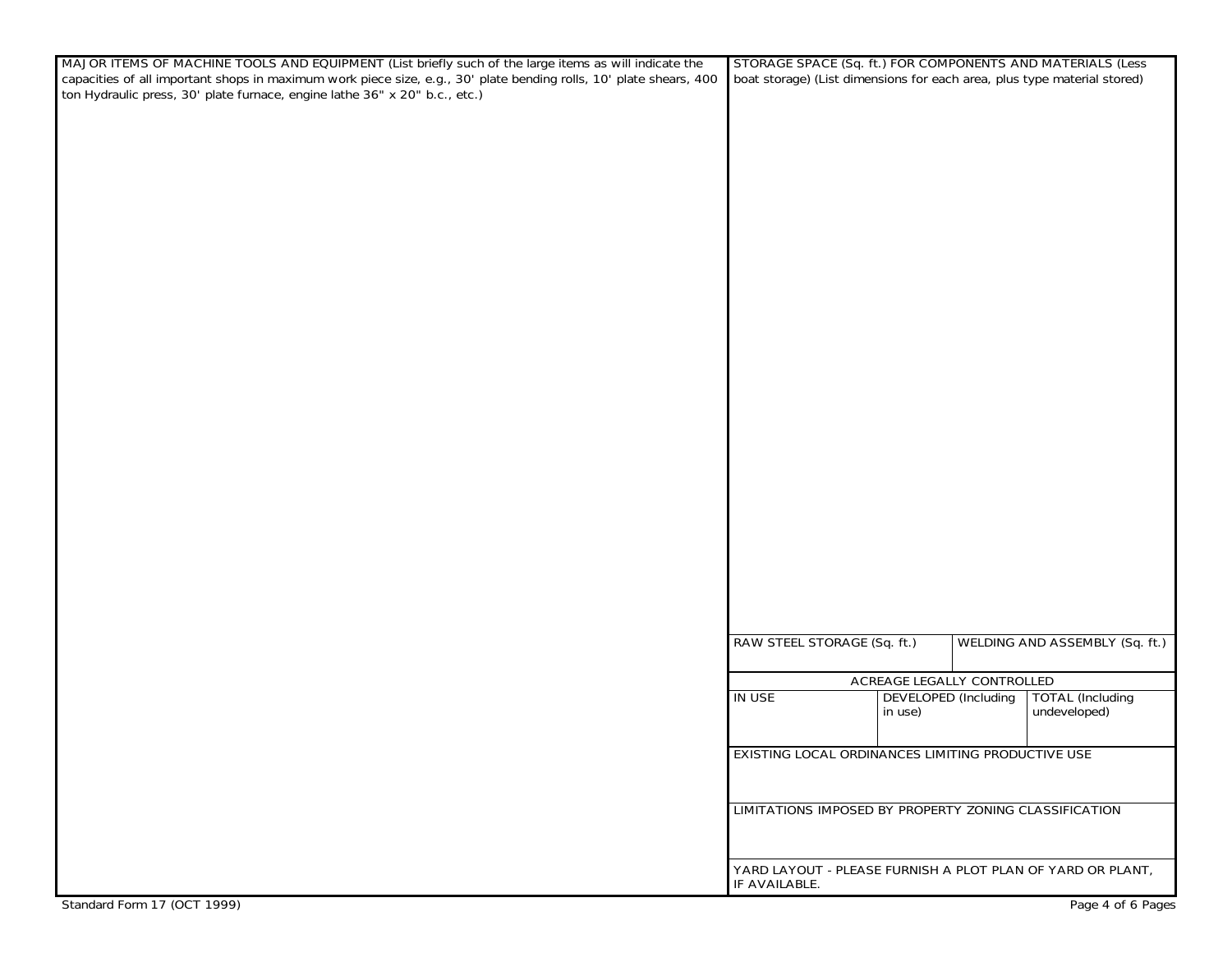MAJOR ITEMS OF MACHINE TOOLS AND EQUIPMENT (List briefly such of the large items as will indicate the capacities of all important shops in maximum work piece size, e.g., 30' plate bending rolls, 10' plate shears, 400 ton Hydraulic press, 30' plate furnace, engine lathe 36" x 20" b.c., etc.)

STORAGE SPACE (Sq. ft.) FOR COMPONENTS AND MATERIALS (Less boat storage) (List dimensions for each area, plus type material stored)

| RAW STEEL STORAGE (Sq. ft.) | WELDING AND ASSEMBLY (Sq. ft.) |
| --- | --- |
| | |

| ACREAGE LEGALLY CONTROLLED | | |
| --- | --- | --- |
| IN USE | DEVELOPED (Including in use) | TOTAL (Including undeveloped) |
| | | |

EXISTING LOCAL ORDINANCES LIMITING PRODUCTIVE USE

LIMITATIONS IMPOSED BY PROPERTY ZONING CLASSIFICATION

YARD LAYOUT - PLEASE FURNISH A PLOT PLAN OF YARD OR PLANT, IF AVAILABLE.

Standard Form 17 (OCT 1999)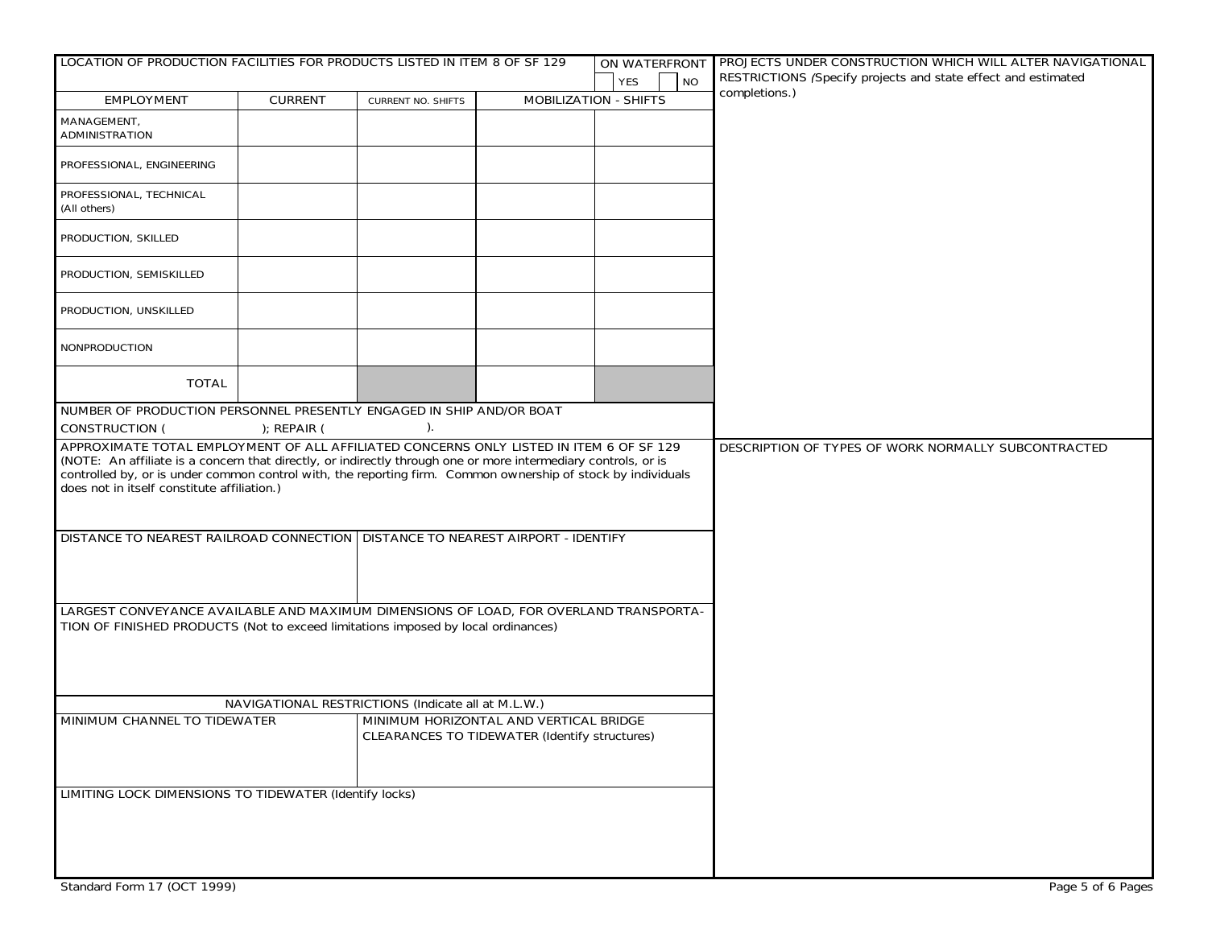LOCATION OF PRODUCTION FACILITIES FOR PRODUCTS LISTED IN ITEM 8 OF SF 129

ON WATERFRONT ☐ YES ☐ NO

| EMPLOYMENT | CURRENT | CURRENT NO. SHIFTS | MOBILIZATION - SHIFTS | |
|---|---|---|---|---|
| MANAGEMENT, ADMINISTRATION | | | | |
| PROFESSIONAL, ENGINEERING | | | | |
| PROFESSIONAL, TECHNICAL (All others) | | | | |
| PRODUCTION, SKILLED | | | | |
| PRODUCTION, SEMISKILLED | | | | |
| PRODUCTION, UNSKILLED | | | | |
| NONPRODUCTION | | | | |
| TOTAL | | | | |

NUMBER OF PRODUCTION PERSONNEL PRESENTLY ENGAGED IN SHIP AND/OR BOAT CONSTRUCTION ( ); REPAIR ( ).

APPROXIMATE TOTAL EMPLOYMENT OF ALL AFFILIATED CONCERNS ONLY LISTED IN ITEM 6 OF SF 129 (NOTE: An affiliate is a concern that directly, or indirectly through one or more intermediary controls, or is controlled by, or is under common control with, the reporting firm. Common ownership of stock by individuals does not in itself constitute affiliation.)

DISTANCE TO NEAREST RAILROAD CONNECTION

DISTANCE TO NEAREST AIRPORT - IDENTIFY

LARGEST CONVEYANCE AVAILABLE AND MAXIMUM DIMENSIONS OF LOAD, FOR OVERLAND TRANSPORTATION OF FINISHED PRODUCTS (Not to exceed limitations imposed by local ordinances)

NAVIGATIONAL RESTRICTIONS (Indicate all at M.L.W.)

MINIMUM CHANNEL TO TIDEWATER

MINIMUM HORIZONTAL AND VERTICAL BRIDGE CLEARANCES TO TIDEWATER (Identify structures)

LIMITING LOCK DIMENSIONS TO TIDEWATER (Identify locks)

PROJECTS UNDER CONSTRUCTION WHICH WILL ALTER NAVIGATIONAL RESTRICTIONS *(Specify projects and state effect and estimated completions.)*

DESCRIPTION OF TYPES OF WORK NORMALLY SUBCONTRACTED

Standard Form 17 (OCT 1999)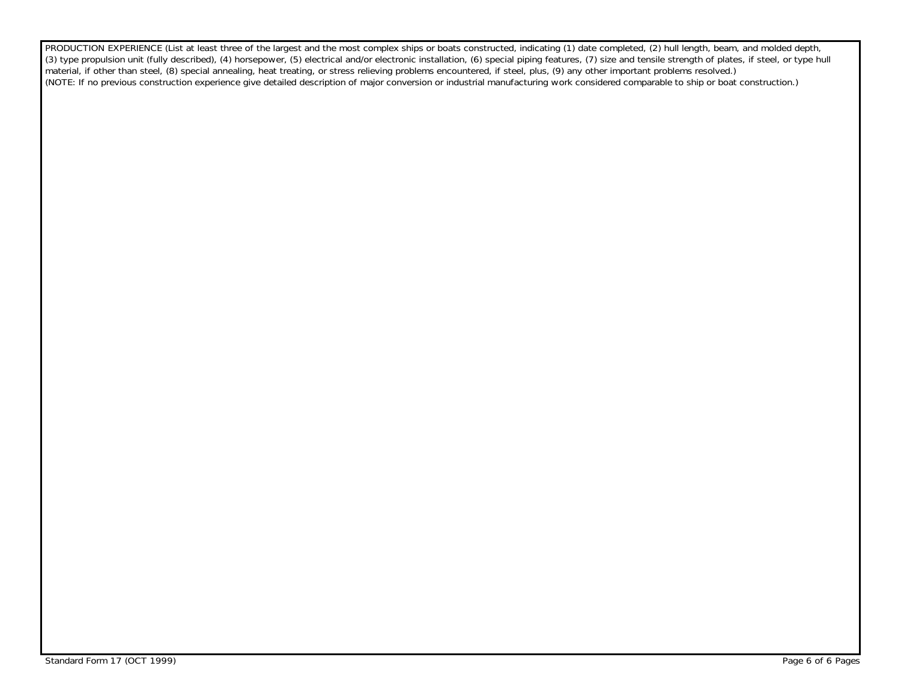PRODUCTION EXPERIENCE (List at least three of the largest and the most complex ships or boats constructed, indicating (1) date completed, (2) hull length, beam, and molded depth, (3) type propulsion unit (fully described), (4) horsepower, (5) electrical and/or electronic installation, (6) special piping features, (7) size and tensile strength of plates, if steel, or type hull material, if other than steel, (8) special annealing, heat treating, or stress relieving problems encountered, if steel, plus, (9) any other important problems resolved.)
(NOTE: If no previous construction experience give detailed description of major conversion or industrial manufacturing work considered comparable to ship or boat construction.)